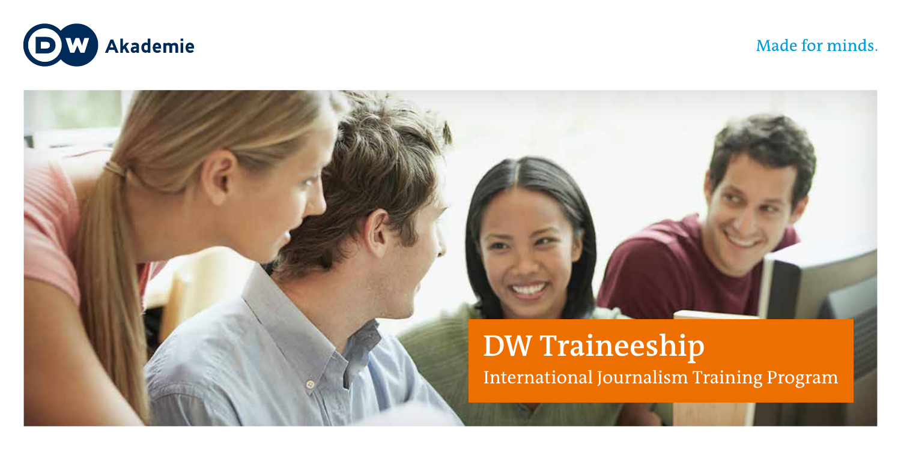DW Akademie

Made for minds.

# DW Traineeship

## International Journalism Training Program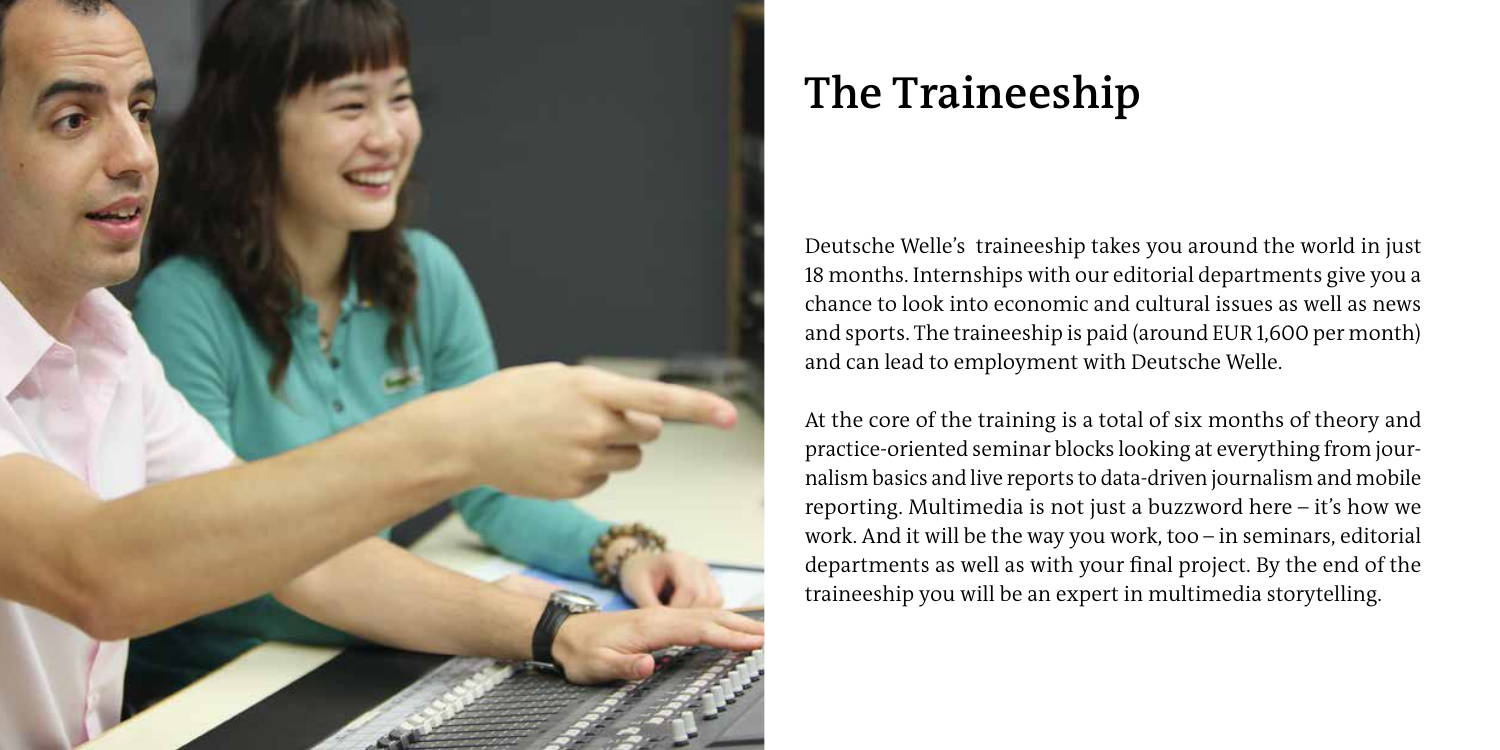# The Traineeship

Deutsche Welle's traineeship takes you around the world in just 18 months. Internships with our editorial departments give you a chance to look into economic and cultural issues as well as news and sports. The traineeship is paid (around EUR 1,600 per month) and can lead to employment with Deutsche Welle.

At the core of the training is a total of six months of theory and practice-oriented seminar blocks looking at everything from journalism basics and live reports to data-driven journalism and mobile reporting. Multimedia is not just a buzzword here – it's how we work. And it will be the way you work, too – in seminars, editorial departments as well as with your final project. By the end of the traineeship you will be an expert in multimedia storytelling.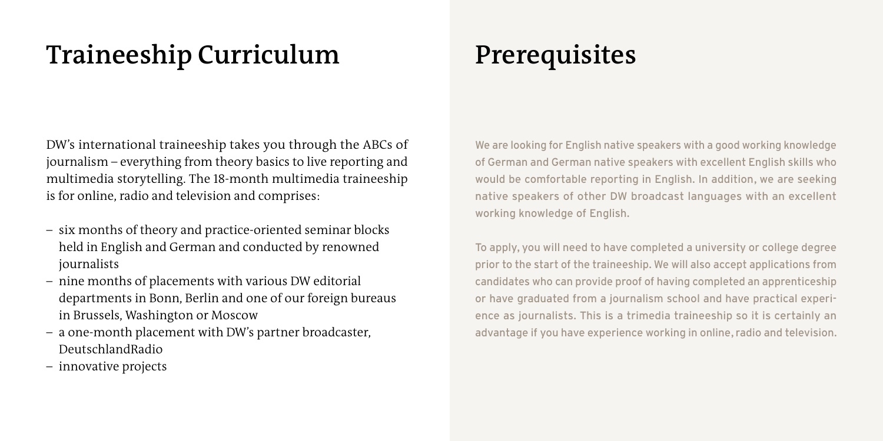# Traineeship Curriculum

DW's international traineeship takes you through the ABCs of journalism – everything from theory basics to live reporting and multimedia storytelling. The 18-month multimedia traineeship is for online, radio and television and comprises:

- six months of theory and practice-oriented seminar blocks held in English and German and conducted by renowned journalists
- nine months of placements with various DW editorial departments in Bonn, Berlin and one of our foreign bureaus in Brussels, Washington or Moscow
- a one-month placement with DW's partner broadcaster, DeutschlandRadio
- innovative projects

# Prerequisites

We are looking for English native speakers with a good working knowledge of German and German native speakers with excellent English skills who would be comfortable reporting in English. In addition, we are seeking native speakers of other DW broadcast languages with an excellent working knowledge of English.

To apply, you will need to have completed a university or college degree prior to the start of the traineeship. We will also accept applications from candidates who can provide proof of having completed an apprenticeship or have graduated from a journalism school and have practical experience as journalists. This is a trimedia traineeship so it is certainly an advantage if you have experience working in online, radio and television.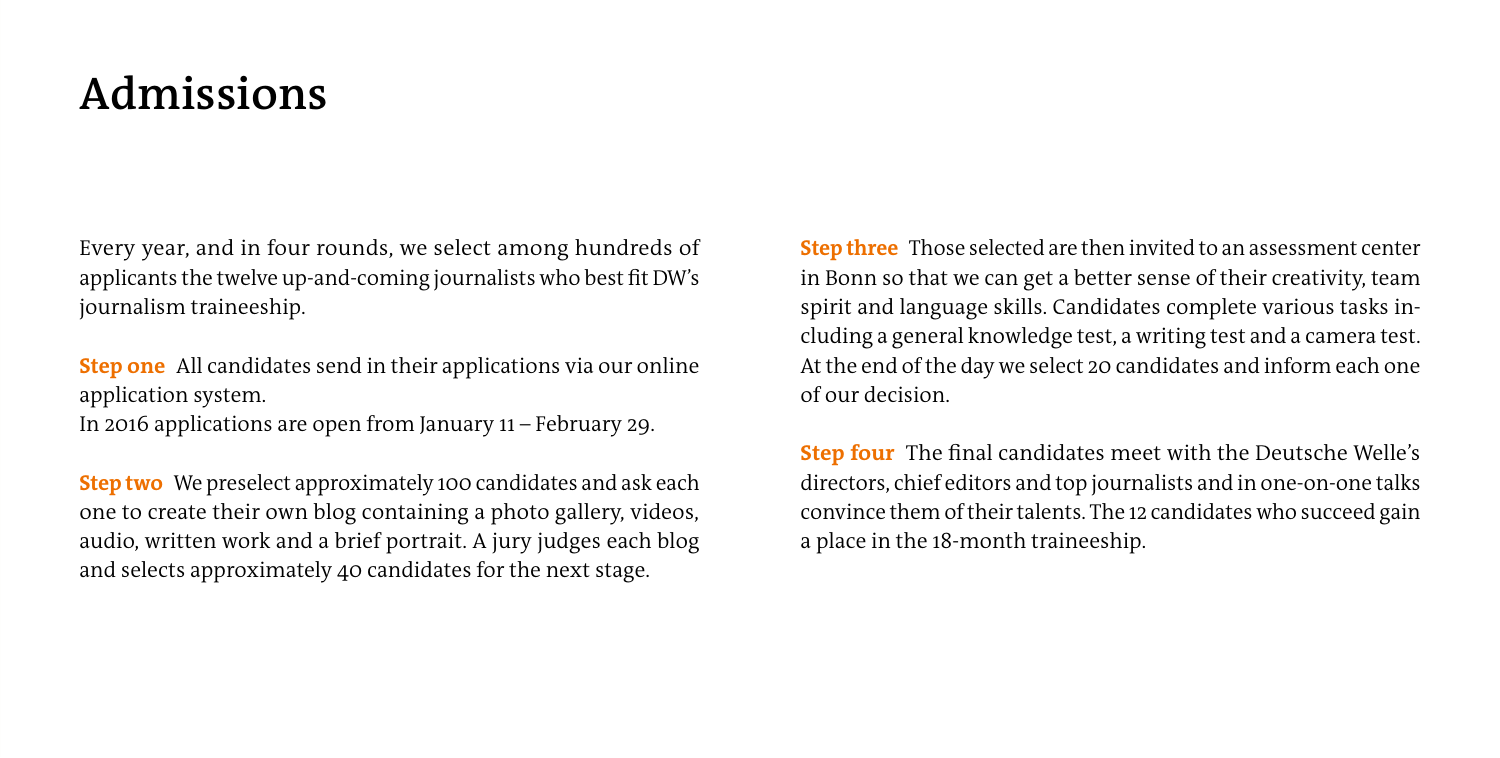# Admissions

Every year, and in four rounds, we select among hundreds of applicants the twelve up-and-coming journalists who best fit DW's journalism traineeship.

**Step one** All candidates send in their applications via our online application system.
In 2016 applications are open from January 11 – February 29.

**Step two** We preselect approximately 100 candidates and ask each one to create their own blog containing a photo gallery, videos, audio, written work and a brief portrait. A jury judges each blog and selects approximately 40 candidates for the next stage.

**Step three** Those selected are then invited to an assessment center in Bonn so that we can get a better sense of their creativity, team spirit and language skills. Candidates complete various tasks including a general knowledge test, a writing test and a camera test. At the end of the day we select 20 candidates and inform each one of our decision.

**Step four** The final candidates meet with the Deutsche Welle's directors, chief editors and top journalists and in one-on-one talks convince them of their talents. The 12 candidates who succeed gain a place in the 18-month traineeship.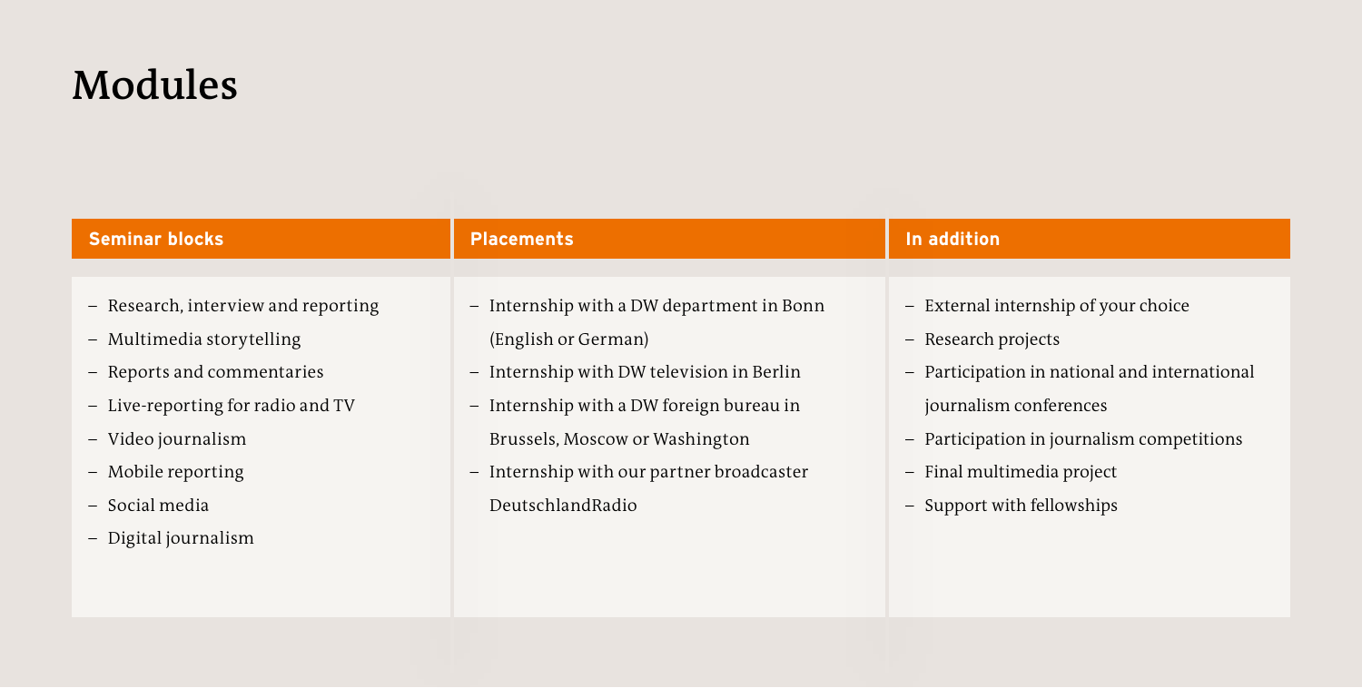# Modules

## Seminar blocks

- Research, interview and reporting
- Multimedia storytelling
- Reports and commentaries
- Live-reporting for radio and TV
- Video journalism
- Mobile reporting
- Social media
- Digital journalism

## Placements

- Internship with a DW department in Bonn (English or German)
- Internship with DW television in Berlin
- Internship with a DW foreign bureau in Brussels, Moscow or Washington
- Internship with our partner broadcaster DeutschlandRadio

## In addition

- External internship of your choice
- Research projects
- Participation in national and international journalism conferences
- Participation in journalism competitions
- Final multimedia project
- Support with fellowships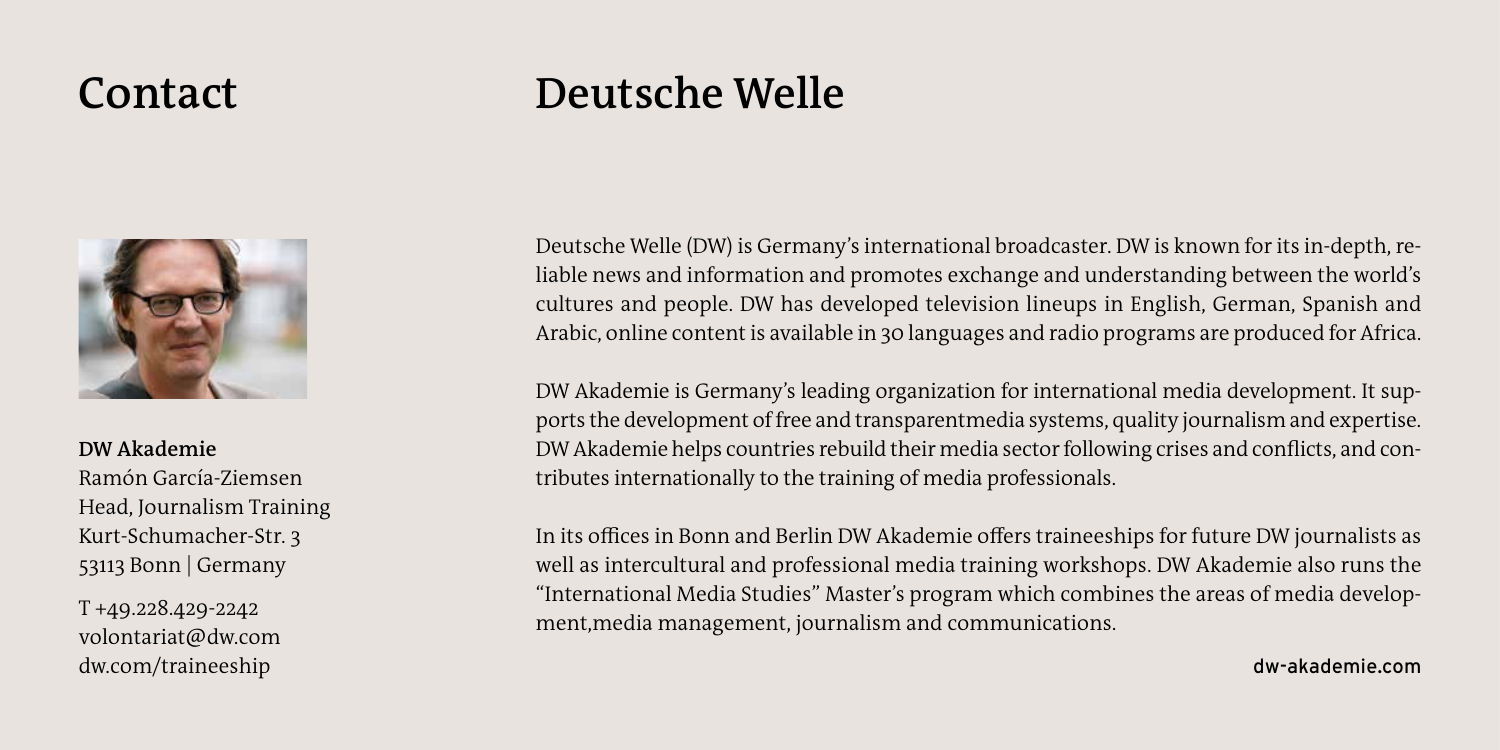## Contact

**DW Akademie**
Ramón García-Ziemsen
Head, Journalism Training
Kurt-Schumacher-Str. 3
53113 Bonn | Germany

T +49.228.429-2242
volontariat@dw.com
dw.com/traineeship

## Deutsche Welle

Deutsche Welle (DW) is Germany's international broadcaster. DW is known for its in-depth, reliable news and information and promotes exchange and understanding between the world's cultures and people. DW has developed television lineups in English, German, Spanish and Arabic, online content is available in 30 languages and radio programs are produced for Africa.

DW Akademie is Germany's leading organization for international media development. It supports the development of free and transparentmedia systems, quality journalism and expertise. DW Akademie helps countries rebuild their media sector following crises and conflicts, and contributes internationally to the training of media professionals.

In its offices in Bonn and Berlin DW Akademie offers traineeships for future DW journalists as well as intercultural and professional media training workshops. DW Akademie also runs the "International Media Studies" Master's program which combines the areas of media development,media management, journalism and communications.

dw-akademie.com